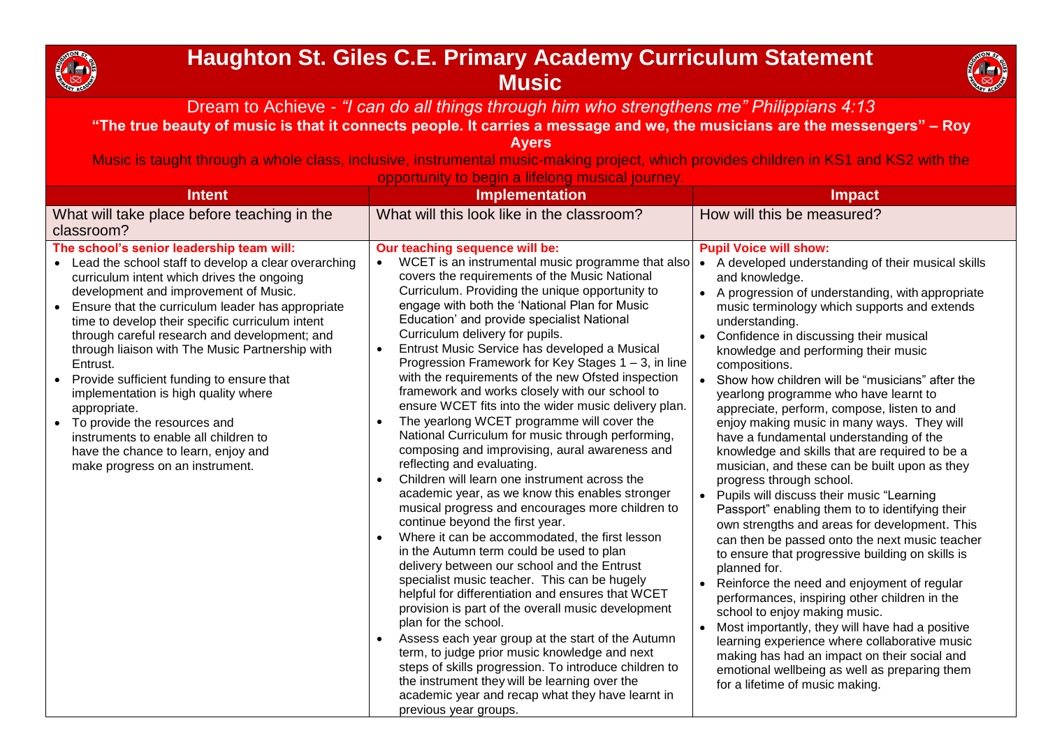# Haughton St. Giles C.E. Primary Academy Curriculum Statement
## Music

Dream to Achieve - *"I can do all things through him who strengthens me" Philippians 4:13*

**"The true beauty of music is that it connects people. It carries a message and we, the musicians are the messengers" – Roy Ayers**

Music is taught through a whole class, inclusive, instrumental music-making project, which provides children in KS1 and KS2 with the opportunity to begin a lifelong musical journey.

| Intent | Implementation | Impact |
| --- | --- | --- |
| What will take place before teaching in the classroom? | What will this look like in the classroom? | How will this be measured? |
| **The school's senior leadership team will:**<br>• Lead the school staff to develop a clear overarching curriculum intent which drives the ongoing development and improvement of Music.<br>• Ensure that the curriculum leader has appropriate time to develop their specific curriculum intent through careful research and development; and through liaison with The Music Partnership with Entrust.<br>• Provide sufficient funding to ensure that implementation is high quality where appropriate.<br>• To provide the resources and instruments to enable all children to have the chance to learn, enjoy and make progress on an instrument. | **Our teaching sequence will be:**<br>• WCET is an instrumental music programme that also covers the requirements of the Music National Curriculum. Providing the unique opportunity to engage with both the 'National Plan for Music Education' and provide specialist National Curriculum delivery for pupils.<br>• Entrust Music Service has developed a Musical Progression Framework for Key Stages 1 – 3, in line with the requirements of the new Ofsted inspection framework and works closely with our school to ensure WCET fits into the wider music delivery plan.<br>• The yearlong WCET programme will cover the National Curriculum for music through performing, composing and improvising, aural awareness and reflecting and evaluating.<br>• Children will learn one instrument across the academic year, as we know this enables stronger musical progress and encourages more children to continue beyond the first year.<br>• Where it can be accommodated, the first lesson in the Autumn term could be used to plan delivery between our school and the Entrust specialist music teacher. This can be hugely helpful for differentiation and ensures that WCET provision is part of the overall music development plan for the school.<br>• Assess each year group at the start of the Autumn term, to judge prior music knowledge and next steps of skills progression. To introduce children to the instrument they will be learning over the academic year and recap what they have learnt in previous year groups. | **Pupil Voice will show:**<br>• A developed understanding of their musical skills and knowledge.<br>• A progression of understanding, with appropriate music terminology which supports and extends understanding.<br>• Confidence in discussing their musical knowledge and performing their music compositions.<br>• Show how children will be "musicians" after the yearlong programme who have learnt to appreciate, perform, compose, listen to and enjoy making music in many ways. They will have a fundamental understanding of the knowledge and skills that are required to be a musician, and these can be built upon as they progress through school.<br>• Pupils will discuss their music "Learning Passport" enabling them to to identifying their own strengths and areas for development. This can then be passed onto the next music teacher to ensure that progressive building on skills is planned for.<br>• Reinforce the need and enjoyment of regular performances, inspiring other children in the school to enjoy making music.<br>• Most importantly, they will have had a positive learning experience where collaborative music making has had an impact on their social and emotional wellbeing as well as preparing them for a lifetime of music making. |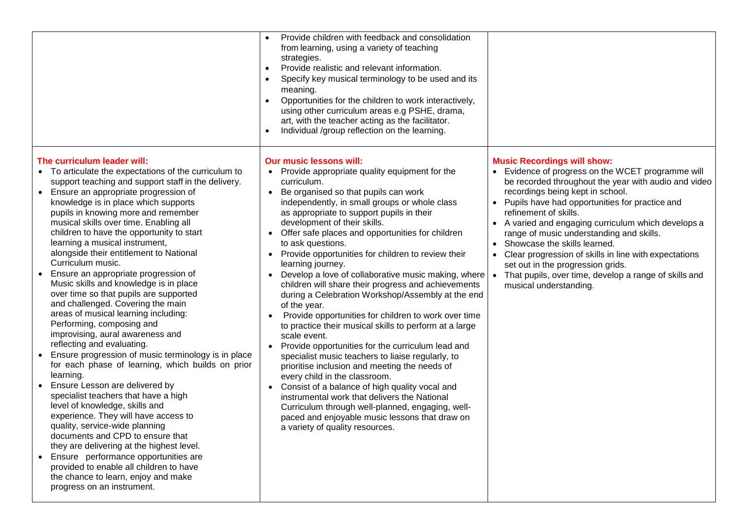| | | |
|---|---|---|
| | • Provide children with feedback and consolidation from learning, using a variety of teaching strategies.<br>• Provide realistic and relevant information.<br>• Specify key musical terminology to be used and its meaning.<br>• Opportunities for the children to work interactively, using other curriculum areas e.g PSHE, drama, art, with the teacher acting as the facilitator.<br>• Individual /group reflection on the learning. | |
| **The curriculum leader will:**<br>• To articulate the expectations of the curriculum to support teaching and support staff in the delivery.<br>• Ensure an appropriate progression of knowledge is in place which supports pupils in knowing more and remember musical skills over time. Enabling all children to have the opportunity to start learning a musical instrument, alongside their entitlement to National Curriculum music.<br>• Ensure an appropriate progression of Music skills and knowledge is in place over time so that pupils are supported and challenged. Covering the main areas of musical learning including: Performing, composing and improvising, aural awareness and reflecting and evaluating.<br>• Ensure progression of music terminology is in place for each phase of learning, which builds on prior learning.<br>• Ensure Lesson are delivered by specialist teachers that have a high level of knowledge, skills and experience. They will have access to quality, service-wide planning documents and CPD to ensure that they are delivering at the highest level.<br>• Ensure performance opportunities are provided to enable all children to have the chance to learn, enjoy and make progress on an instrument. | **Our music lessons will:**<br>• Provide appropriate quality equipment for the curriculum.<br>• Be organised so that pupils can work independently, in small groups or whole class as appropriate to support pupils in their development of their skills.<br>• Offer safe places and opportunities for children to ask questions.<br>• Provide opportunities for children to review their learning journey.<br>• Develop a love of collaborative music making, where children will share their progress and achievements during a Celebration Workshop/Assembly at the end of the year.<br>• Provide opportunities for children to work over time to practice their musical skills to perform at a large scale event.<br>• Provide opportunities for the curriculum lead and specialist music teachers to liaise regularly, to prioritise inclusion and meeting the needs of every child in the classroom.<br>• Consist of a balance of high quality vocal and instrumental work that delivers the National Curriculum through well-planned, engaging, well-paced and enjoyable music lessons that draw on a variety of quality resources. | **Music Recordings will show:**<br>• Evidence of progress on the WCET programme will be recorded throughout the year with audio and video recordings being kept in school.<br>• Pupils have had opportunities for practice and refinement of skills.<br>• A varied and engaging curriculum which develops a range of music understanding and skills.<br>• Showcase the skills learned.<br>• Clear progression of skills in line with expectations set out in the progression grids.<br>• That pupils, over time, develop a range of skills and musical understanding. |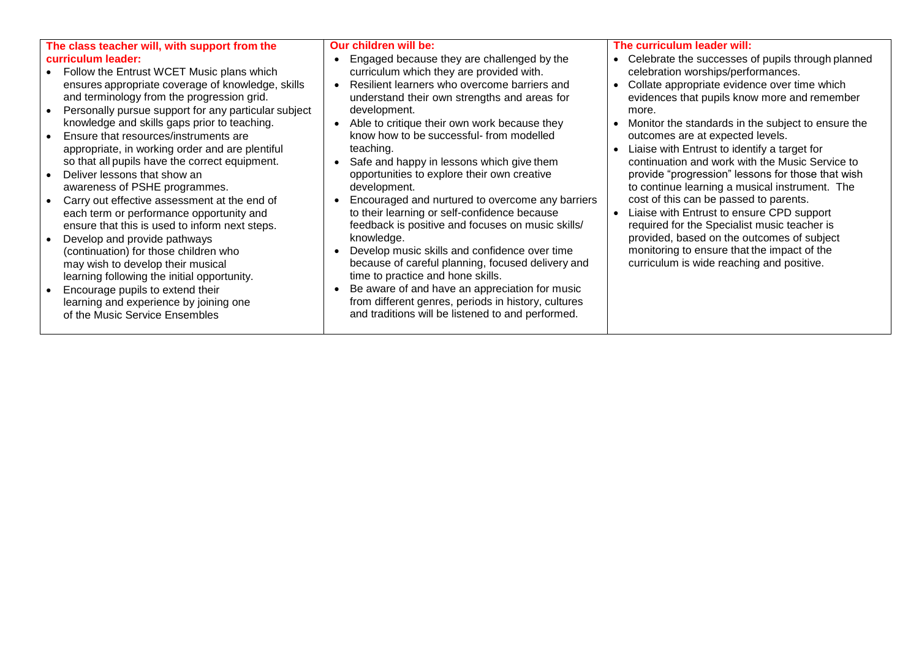| The class teacher will, with support from the curriculum leader: | Our children will be: | The curriculum leader will: |
|---|---|---|
| • Follow the Entrust WCET Music plans which ensures appropriate coverage of knowledge, skills and terminology from the progression grid.<br>• Personally pursue support for any particular subject knowledge and skills gaps prior to teaching.<br>• Ensure that resources/instruments are appropriate, in working order and are plentiful so that all pupils have the correct equipment.<br>• Deliver lessons that show an awareness of PSHE programmes.<br>• Carry out effective assessment at the end of each term or performance opportunity and ensure that this is used to inform next steps.<br>• Develop and provide pathways (continuation) for those children who may wish to develop their musical learning following the initial opportunity.<br>• Encourage pupils to extend their learning and experience by joining one of the Music Service Ensembles | • Engaged because they are challenged by the curriculum which they are provided with.<br>• Resilient learners who overcome barriers and understand their own strengths and areas for development.<br>• Able to critique their own work because they know how to be successful- from modelled teaching.<br>• Safe and happy in lessons which give them opportunities to explore their own creative development.<br>• Encouraged and nurtured to overcome any barriers to their learning or self-confidence because feedback is positive and focuses on music skills/ knowledge.<br>• Develop music skills and confidence over time because of careful planning, focused delivery and time to practice and hone skills.<br>• Be aware of and have an appreciation for music from different genres, periods in history, cultures and traditions will be listened to and performed. | • Celebrate the successes of pupils through planned celebration worships/performances.<br>• Collate appropriate evidence over time which evidences that pupils know more and remember more.<br>• Monitor the standards in the subject to ensure the outcomes are at expected levels.<br>• Liaise with Entrust to identify a target for continuation and work with the Music Service to provide "progression" lessons for those that wish to continue learning a musical instrument. The cost of this can be passed to parents.<br>• Liaise with Entrust to ensure CPD support required for the Specialist music teacher is provided, based on the outcomes of subject monitoring to ensure that the impact of the curriculum is wide reaching and positive. |